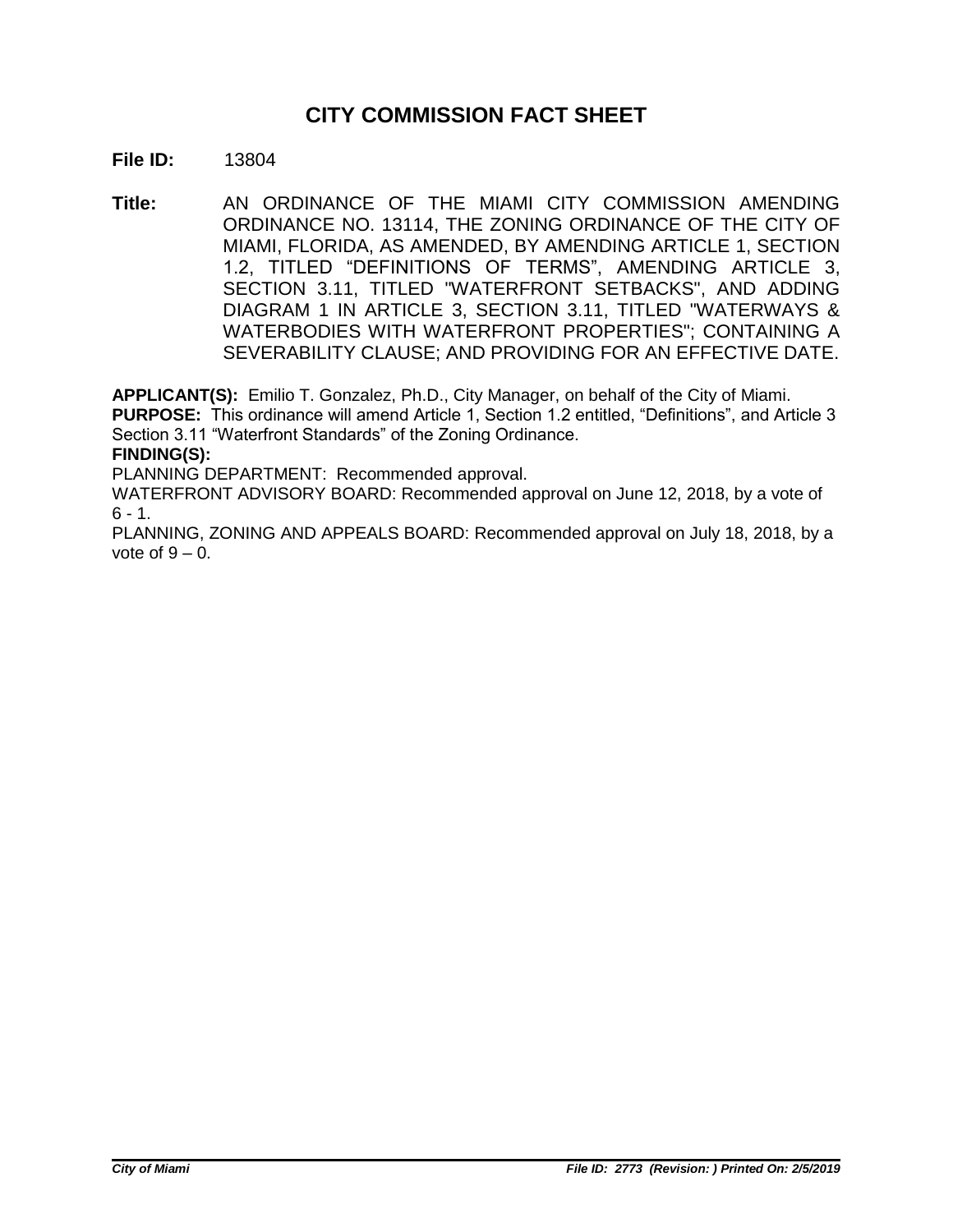# CITY COMMISSION FACT SHEET

**File ID:** 13804

**Title:** AN ORDINANCE OF THE MIAMI CITY COMMISSION AMENDING ORDINANCE NO. 13114, THE ZONING ORDINANCE OF THE CITY OF MIAMI, FLORIDA, AS AMENDED, BY AMENDING ARTICLE 1, SECTION 1.2, TITLED "DEFINITIONS OF TERMS", AMENDING ARTICLE 3, SECTION 3.11, TITLED "WATERFRONT SETBACKS", AND ADDING DIAGRAM 1 IN ARTICLE 3, SECTION 3.11, TITLED "WATERWAYS & WATERBODIES WITH WATERFRONT PROPERTIES"; CONTAINING A SEVERABILITY CLAUSE; AND PROVIDING FOR AN EFFECTIVE DATE.

**APPLICANT(S):** Emilio T. Gonzalez, Ph.D., City Manager, on behalf of the City of Miami.

**PURPOSE:** This ordinance will amend Article 1, Section 1.2 entitled, "Definitions", and Article 3 Section 3.11 "Waterfront Standards" of the Zoning Ordinance.

**FINDING(S):**

PLANNING DEPARTMENT: Recommended approval.

WATERFRONT ADVISORY BOARD: Recommended approval on June 12, 2018, by a vote of 6 - 1.

PLANNING, ZONING AND APPEALS BOARD: Recommended approval on July 18, 2018, by a vote of 9 – 0.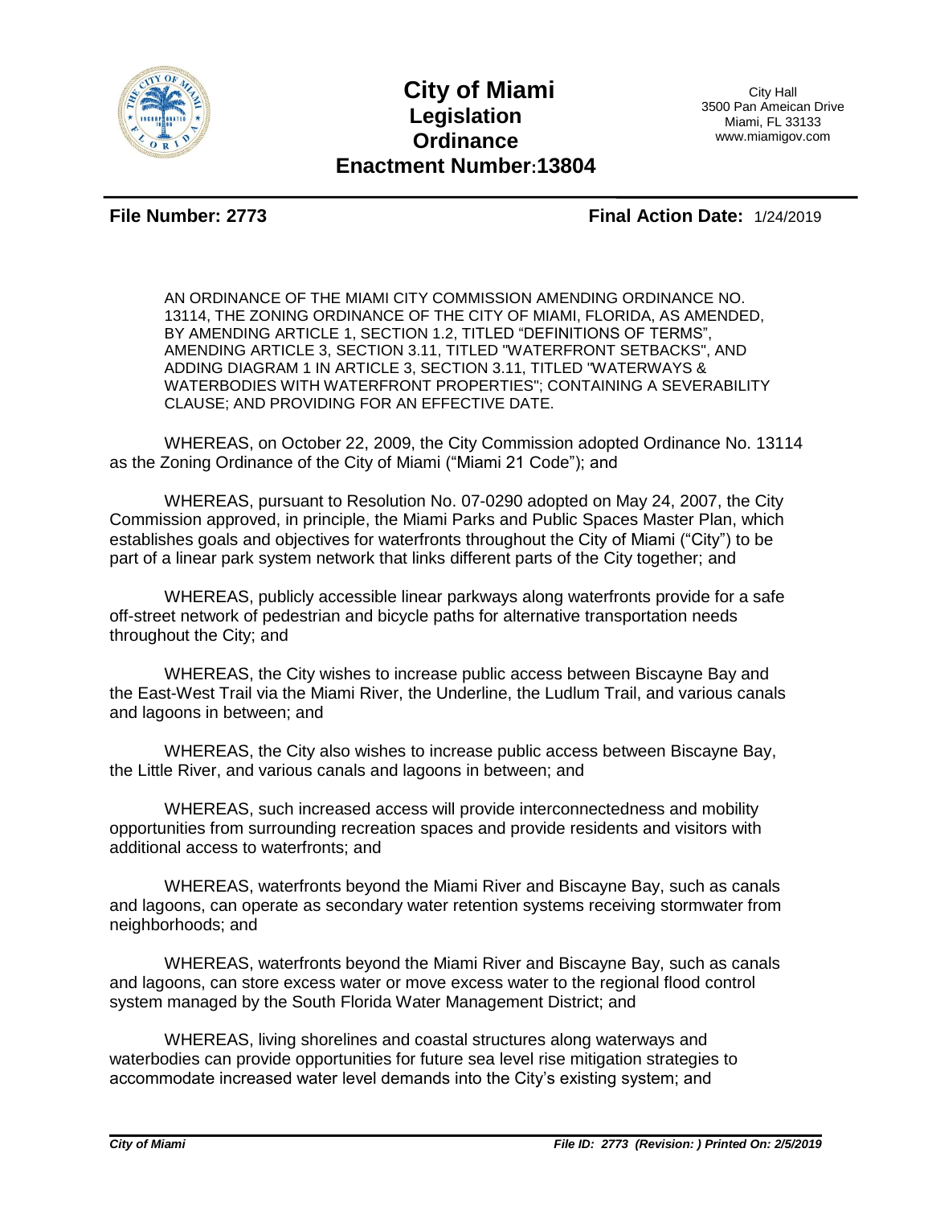# City of Miami

## Legislation

## Ordinance

## Enactment Number: 13804

City Hall
3500 Pan Ameican Drive
Miami, FL 33133
www.miamigov.com

**File Number: 2773** **Final Action Date:** 1/24/2019

AN ORDINANCE OF THE MIAMI CITY COMMISSION AMENDING ORDINANCE NO. 13114, THE ZONING ORDINANCE OF THE CITY OF MIAMI, FLORIDA, AS AMENDED, BY AMENDING ARTICLE 1, SECTION 1.2, TITLED "DEFINITIONS OF TERMS", AMENDING ARTICLE 3, SECTION 3.11, TITLED "WATERFRONT SETBACKS", AND ADDING DIAGRAM 1 IN ARTICLE 3, SECTION 3.11, TITLED "WATERWAYS & WATERBODIES WITH WATERFRONT PROPERTIES"; CONTAINING A SEVERABILITY CLAUSE; AND PROVIDING FOR AN EFFECTIVE DATE.

WHEREAS, on October 22, 2009, the City Commission adopted Ordinance No. 13114 as the Zoning Ordinance of the City of Miami ("Miami 21 Code"); and

WHEREAS, pursuant to Resolution No. 07-0290 adopted on May 24, 2007, the City Commission approved, in principle, the Miami Parks and Public Spaces Master Plan, which establishes goals and objectives for waterfronts throughout the City of Miami ("City") to be part of a linear park system network that links different parts of the City together; and

WHEREAS, publicly accessible linear parkways along waterfronts provide for a safe off-street network of pedestrian and bicycle paths for alternative transportation needs throughout the City; and

WHEREAS, the City wishes to increase public access between Biscayne Bay and the East-West Trail via the Miami River, the Underline, the Ludlum Trail, and various canals and lagoons in between; and

WHEREAS, the City also wishes to increase public access between Biscayne Bay, the Little River, and various canals and lagoons in between; and

WHEREAS, such increased access will provide interconnectedness and mobility opportunities from surrounding recreation spaces and provide residents and visitors with additional access to waterfronts; and

WHEREAS, waterfronts beyond the Miami River and Biscayne Bay, such as canals and lagoons, can operate as secondary water retention systems receiving stormwater from neighborhoods; and

WHEREAS, waterfronts beyond the Miami River and Biscayne Bay, such as canals and lagoons, can store excess water or move excess water to the regional flood control system managed by the South Florida Water Management District; and

WHEREAS, living shorelines and coastal structures along waterways and waterbodies can provide opportunities for future sea level rise mitigation strategies to accommodate increased water level demands into the City's existing system; and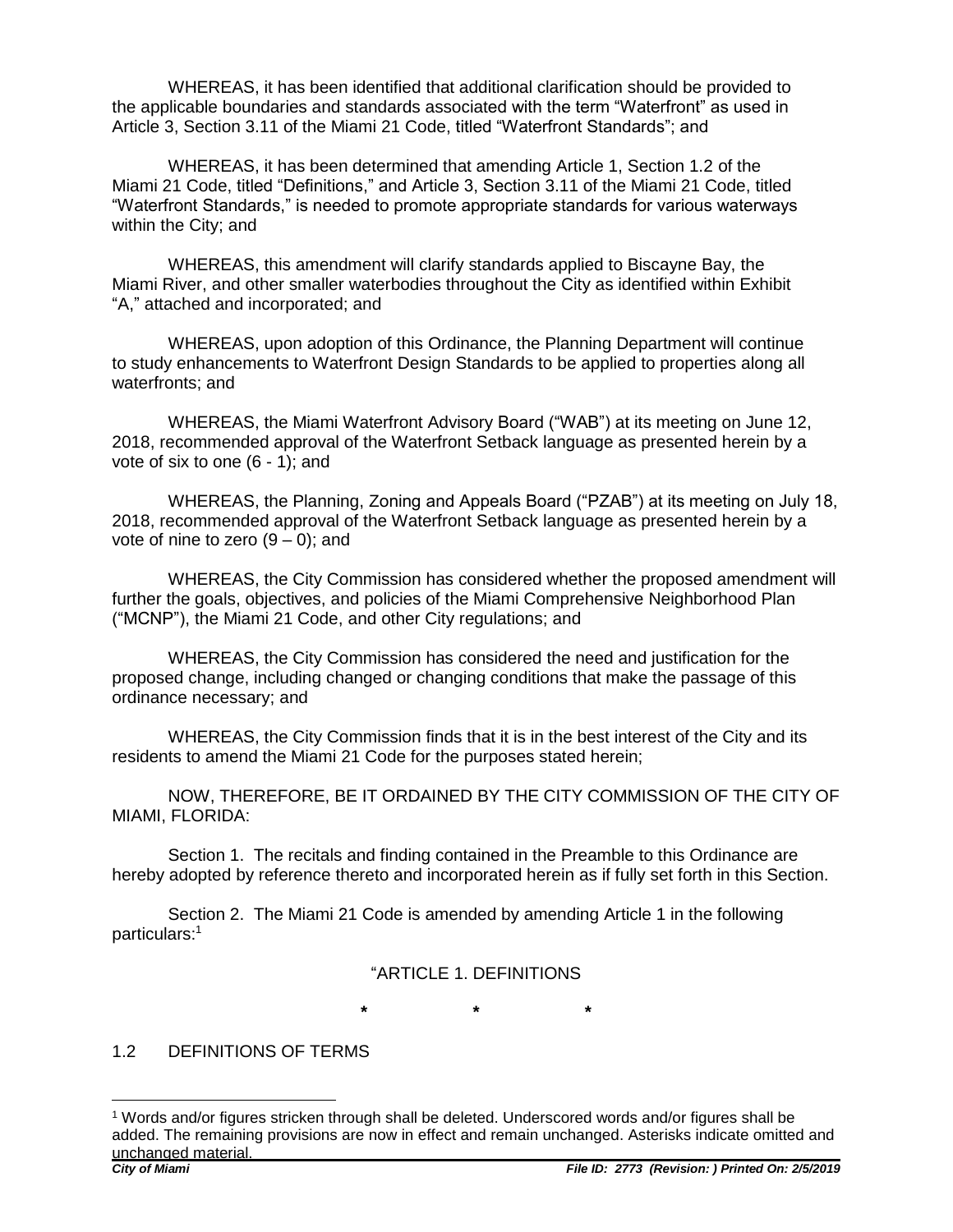WHEREAS, it has been identified that additional clarification should be provided to the applicable boundaries and standards associated with the term "Waterfront" as used in Article 3, Section 3.11 of the Miami 21 Code, titled "Waterfront Standards"; and

WHEREAS, it has been determined that amending Article 1, Section 1.2 of the Miami 21 Code, titled "Definitions," and Article 3, Section 3.11 of the Miami 21 Code, titled "Waterfront Standards," is needed to promote appropriate standards for various waterways within the City; and

WHEREAS, this amendment will clarify standards applied to Biscayne Bay, the Miami River, and other smaller waterbodies throughout the City as identified within Exhibit "A," attached and incorporated; and

WHEREAS, upon adoption of this Ordinance, the Planning Department will continue to study enhancements to Waterfront Design Standards to be applied to properties along all waterfronts; and

WHEREAS, the Miami Waterfront Advisory Board ("WAB") at its meeting on June 12, 2018, recommended approval of the Waterfront Setback language as presented herein by a vote of six to one (6 - 1); and

WHEREAS, the Planning, Zoning and Appeals Board ("PZAB") at its meeting on July 18, 2018, recommended approval of the Waterfront Setback language as presented herein by a vote of nine to zero (9 – 0); and

WHEREAS, the City Commission has considered whether the proposed amendment will further the goals, objectives, and policies of the Miami Comprehensive Neighborhood Plan ("MCNP"), the Miami 21 Code, and other City regulations; and

WHEREAS, the City Commission has considered the need and justification for the proposed change, including changed or changing conditions that make the passage of this ordinance necessary; and

WHEREAS, the City Commission finds that it is in the best interest of the City and its residents to amend the Miami 21 Code for the purposes stated herein;

NOW, THEREFORE, BE IT ORDAINED BY THE CITY COMMISSION OF THE CITY OF MIAMI, FLORIDA:

Section 1. The recitals and finding contained in the Preamble to this Ordinance are hereby adopted by reference thereto and incorporated herein as if fully set forth in this Section.

Section 2. The Miami 21 Code is amended by amending Article 1 in the following particulars:[1]

"ARTICLE 1. DEFINITIONS

\* \* \*

1.2 DEFINITIONS OF TERMS

[1] Words and/or figures stricken through shall be deleted. Underscored words and/or figures shall be added. The remaining provisions are now in effect and remain unchanged. Asterisks indicate omitted and unchanged material.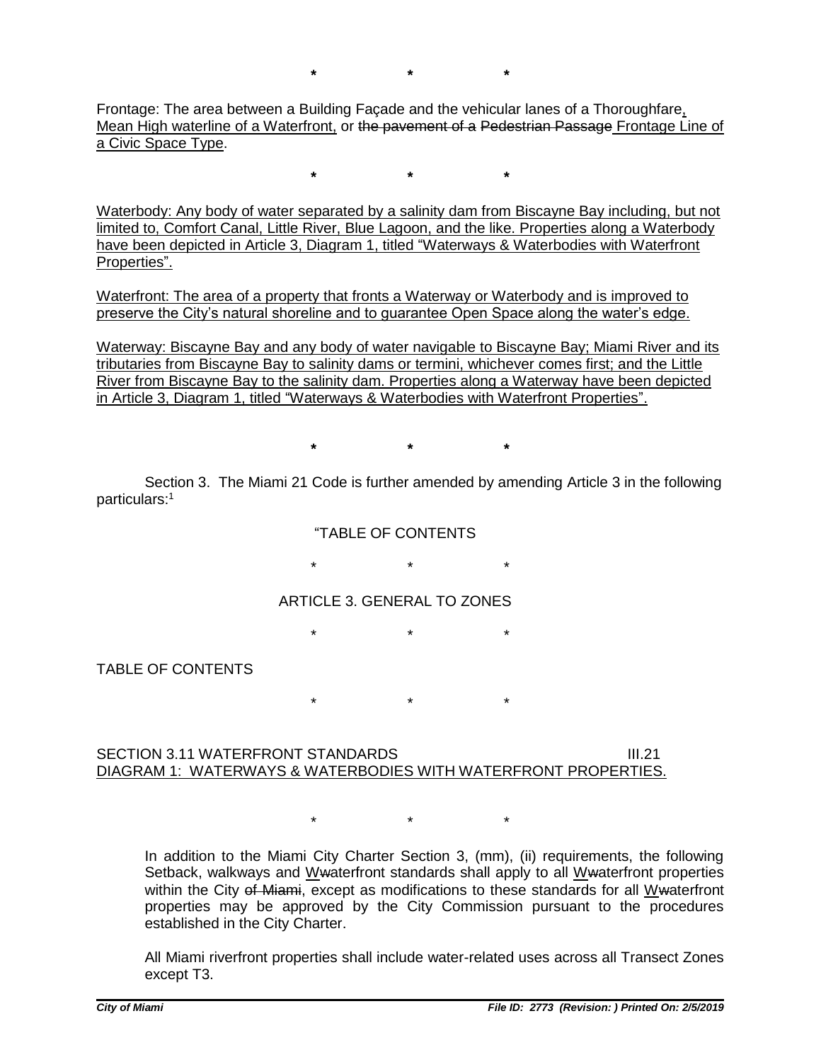\*                \*                \*

Frontage: The area between a Building Façade and the vehicular lanes of a Thoroughfare<u>,</u> <u>Mean High waterline of a Waterfront,</u> or ~~the pavement of a~~ ~~Pedestrian Passage~~ <u>Frontage Line of a Civic Space Type</u>.

\*                \*                \*

<u>Waterbody: Any body of water separated by a salinity dam from Biscayne Bay including, but not limited to, Comfort Canal, Little River, Blue Lagoon, and the like. Properties along a Waterbody have been depicted in Article 3, Diagram 1, titled "Waterways & Waterbodies with Waterfront Properties".</u>

<u>Waterfront: The area of a property that fronts a Waterway or Waterbody and is improved to preserve the City's natural shoreline and to guarantee Open Space along the water's edge.</u>

<u>Waterway: Biscayne Bay and any body of water navigable to Biscayne Bay; Miami River and its tributaries from Biscayne Bay to salinity dams or termini, whichever comes first; and the Little River from Biscayne Bay to the salinity dam. Properties along a Waterway have been depicted in Article 3, Diagram 1, titled "Waterways & Waterbodies with Waterfront Properties".</u>

\*                \*                \*

Section 3. The Miami 21 Code is further amended by amending Article 3 in the following particulars:[1]

"TABLE OF CONTENTS

\*                \*                \*

ARTICLE 3. GENERAL TO ZONES

\*                \*                \*

TABLE OF CONTENTS

\*                \*                \*

SECTION 3.11 WATERFRONT STANDARDS                III.21
<u>DIAGRAM 1: WATERWAYS & WATERBODIES WITH WATERFRONT PROPERTIES.</u>

\*                \*                \*

In addition to the Miami City Charter Section 3, (mm), (ii) requirements, the following Setback, walkways and <u>W</u>~~w~~aterfront standards shall apply to all <u>W</u>~~w~~aterfront properties within the City ~~of Miami~~, except as modifications to these standards for all <u>W</u>~~w~~aterfront properties may be approved by the City Commission pursuant to the procedures established in the City Charter.

All Miami riverfront properties shall include water-related uses across all Transect Zones except T3.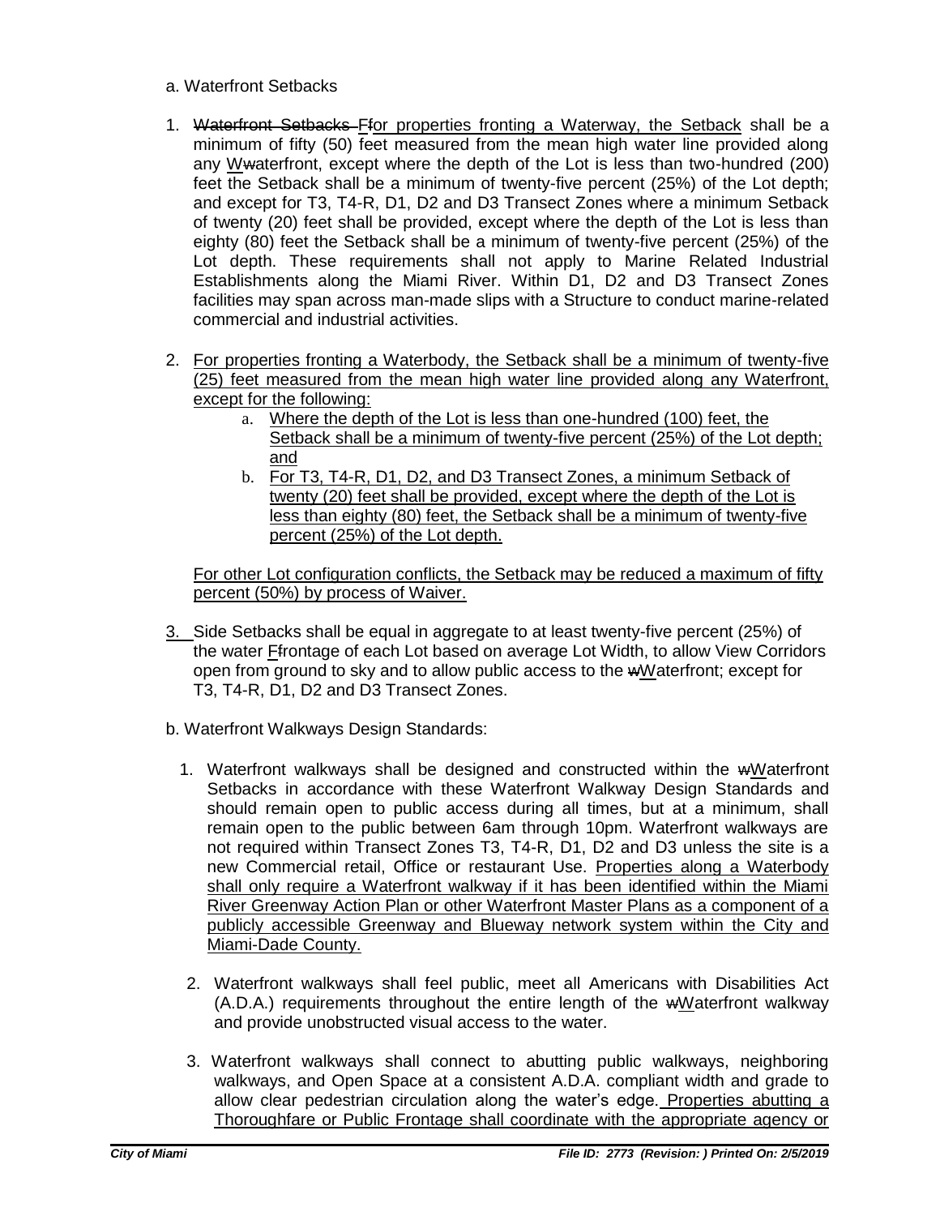a. Waterfront Setbacks

1. ~~Waterfront Setbacks~~ F~~f~~or properties fronting a Waterway, the Setback shall be a minimum of fifty (50) feet measured from the mean high water line provided along any W~~w~~aterfront, except where the depth of the Lot is less than two-hundred (200) feet the Setback shall be a minimum of twenty-five percent (25%) of the Lot depth; and except for T3, T4-R, D1, D2 and D3 Transect Zones where a minimum Setback of twenty (20) feet shall be provided, except where the depth of the Lot is less than eighty (80) feet the Setback shall be a minimum of twenty-five percent (25%) of the Lot depth. These requirements shall not apply to Marine Related Industrial Establishments along the Miami River. Within D1, D2 and D3 Transect Zones facilities may span across man-made slips with a Structure to conduct marine-related commercial and industrial activities.

2. For properties fronting a Waterbody, the Setback shall be a minimum of twenty-five (25) feet measured from the mean high water line provided along any Waterfront, except for the following:
   a. Where the depth of the Lot is less than one-hundred (100) feet, the Setback shall be a minimum of twenty-five percent (25%) of the Lot depth; and
   b. For T3, T4-R, D1, D2, and D3 Transect Zones, a minimum Setback of twenty (20) feet shall be provided, except where the depth of the Lot is less than eighty (80) feet, the Setback shall be a minimum of twenty-five percent (25%) of the Lot depth.

   For other Lot configuration conflicts, the Setback may be reduced a maximum of fifty percent (50%) by process of Waiver.

3. Side Setbacks shall be equal in aggregate to at least twenty-five percent (25%) of the water F~~f~~rontage of each Lot based on average Lot Width, to allow View Corridors open from ground to sky and to allow public access to the ~~w~~Waterfront; except for T3, T4-R, D1, D2 and D3 Transect Zones.

b. Waterfront Walkways Design Standards:

1. Waterfront walkways shall be designed and constructed within the ~~w~~Waterfront Setbacks in accordance with these Waterfront Walkway Design Standards and should remain open to public access during all times, but at a minimum, shall remain open to the public between 6am through 10pm. Waterfront walkways are not required within Transect Zones T3, T4-R, D1, D2 and D3 unless the site is a new Commercial retail, Office or restaurant Use. Properties along a Waterbody shall only require a Waterfront walkway if it has been identified within the Miami River Greenway Action Plan or other Waterfront Master Plans as a component of a publicly accessible Greenway and Blueway network system within the City and Miami-Dade County.

2. Waterfront walkways shall feel public, meet all Americans with Disabilities Act (A.D.A.) requirements throughout the entire length of the ~~w~~Waterfront walkway and provide unobstructed visual access to the water.

3. Waterfront walkways shall connect to abutting public walkways, neighboring walkways, and Open Space at a consistent A.D.A. compliant width and grade to allow clear pedestrian circulation along the water's edge. Properties abutting a Thoroughfare or Public Frontage shall coordinate with the appropriate agency or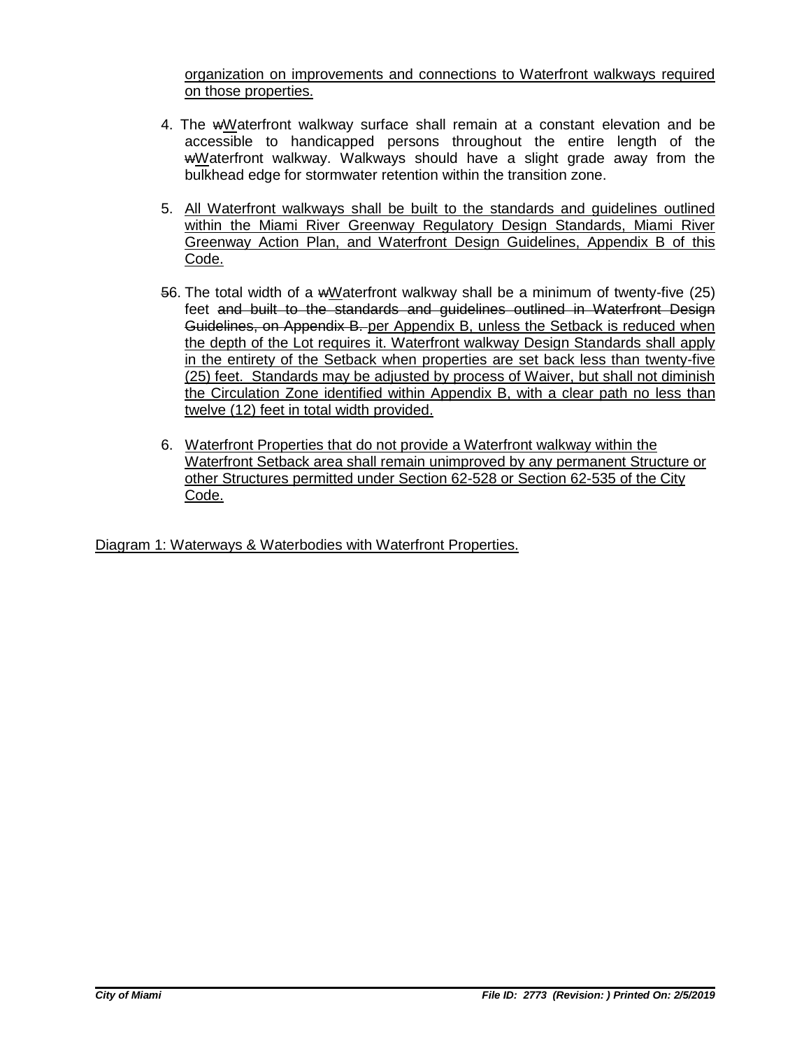organization on improvements and connections to Waterfront walkways required on those properties.

4. The wWaterfront walkway surface shall remain at a constant elevation and be accessible to handicapped persons throughout the entire length of the wWaterfront walkway. Walkways should have a slight grade away from the bulkhead edge for stormwater retention within the transition zone.

5. All Waterfront walkways shall be built to the standards and guidelines outlined within the Miami River Greenway Regulatory Design Standards, Miami River Greenway Action Plan, and Waterfront Design Guidelines, Appendix B of this Code.

56. The total width of a wWaterfront walkway shall be a minimum of twenty-five (25) feet and built to the standards and guidelines outlined in Waterfront Design Guidelines, on Appendix B. per Appendix B, unless the Setback is reduced when the depth of the Lot requires it. Waterfront walkway Design Standards shall apply in the entirety of the Setback when properties are set back less than twenty-five (25) feet. Standards may be adjusted by process of Waiver, but shall not diminish the Circulation Zone identified within Appendix B, with a clear path no less than twelve (12) feet in total width provided.

6. Waterfront Properties that do not provide a Waterfront walkway within the Waterfront Setback area shall remain unimproved by any permanent Structure or other Structures permitted under Section 62-528 or Section 62-535 of the City Code.

Diagram 1: Waterways & Waterbodies with Waterfront Properties.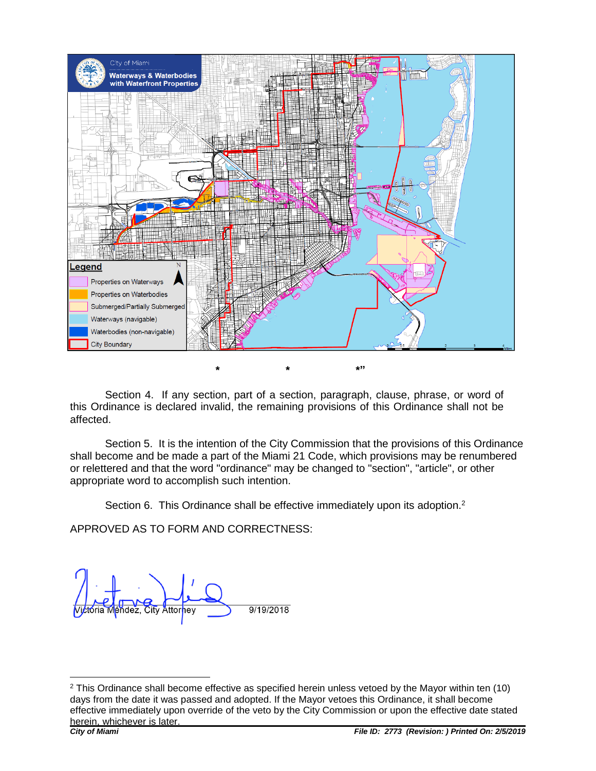City of Miami
Waterways & Waterbodies with Waterfront Properties

Legend
Properties on Waterways
Properties on Waterbodies
Submerged/Partially Submerged
Waterways (navigable)
Waterbodies (non-navigable)
City Boundary

\*          \*          \*"

Section 4. If any section, part of a section, paragraph, clause, phrase, or word of this Ordinance is declared invalid, the remaining provisions of this Ordinance shall not be affected.

Section 5. It is the intention of the City Commission that the provisions of this Ordinance shall become and be made a part of the Miami 21 Code, which provisions may be renumbered or relettered and that the word "ordinance" may be changed to "section", "article", or other appropriate word to accomplish such intention.

Section 6. This Ordinance shall be effective immediately upon its adoption.[2]

APPROVED AS TO FORM AND CORRECTNESS:

Victoria Méndez, City Attorney    9/19/2018

[2] This Ordinance shall become effective as specified herein unless vetoed by the Mayor within ten (10) days from the date it was passed and adopted. If the Mayor vetoes this Ordinance, it shall become effective immediately upon override of the veto by the City Commission or upon the effective date stated herein, whichever is later.